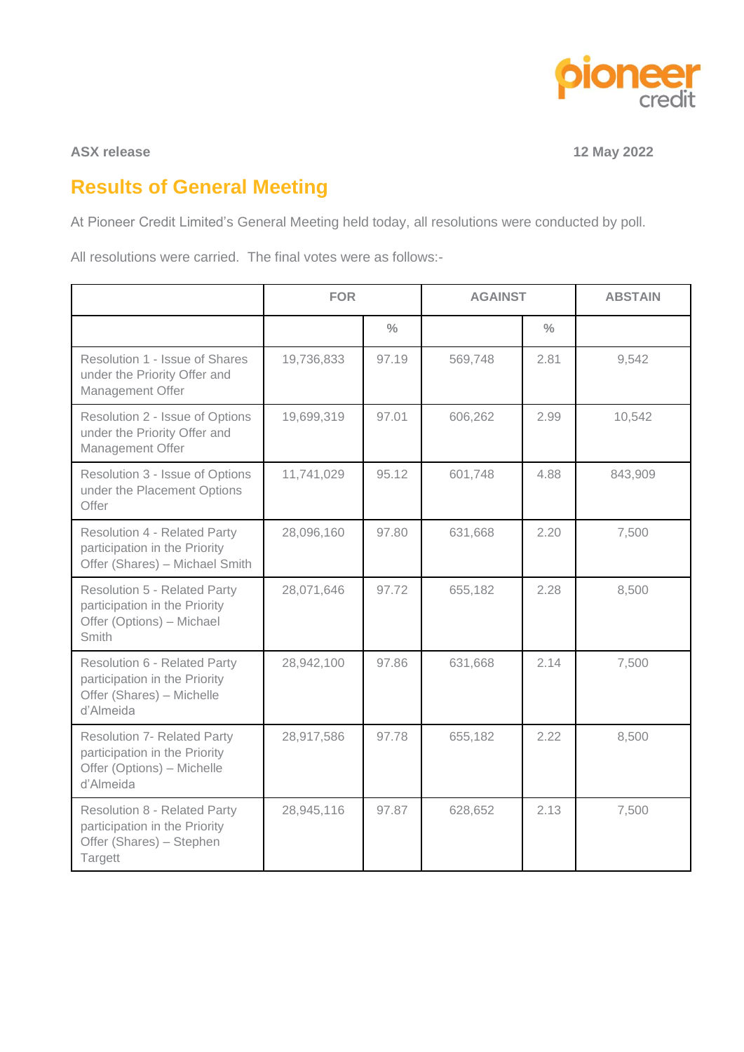**ASX release** **12 May 2022**

# Results of General Meeting

At Pioneer Credit Limited's General Meeting held today, all resolutions were conducted by poll.

All resolutions were carried. The final votes were as follows:-

| | FOR | | AGAINST | | ABSTAIN |
|---|---|---|---|---|---|
| | | % | | % | |
| Resolution 1 - Issue of Shares under the Priority Offer and Management Offer | 19,736,833 | 97.19 | 569,748 | 2.81 | 9,542 |
| Resolution 2 - Issue of Options under the Priority Offer and Management Offer | 19,699,319 | 97.01 | 606,262 | 2.99 | 10,542 |
| Resolution 3 - Issue of Options under the Placement Options Offer | 11,741,029 | 95.12 | 601,748 | 4.88 | 843,909 |
| Resolution 4 - Related Party participation in the Priority Offer (Shares) – Michael Smith | 28,096,160 | 97.80 | 631,668 | 2.20 | 7,500 |
| Resolution 5 - Related Party participation in the Priority Offer (Options) – Michael Smith | 28,071,646 | 97.72 | 655,182 | 2.28 | 8,500 |
| Resolution 6 - Related Party participation in the Priority Offer (Shares) – Michelle d'Almeida | 28,942,100 | 97.86 | 631,668 | 2.14 | 7,500 |
| Resolution 7- Related Party participation in the Priority Offer (Options) – Michelle d'Almeida | 28,917,586 | 97.78 | 655,182 | 2.22 | 8,500 |
| Resolution 8 - Related Party participation in the Priority Offer (Shares) – Stephen Targett | 28,945,116 | 97.87 | 628,652 | 2.13 | 7,500 |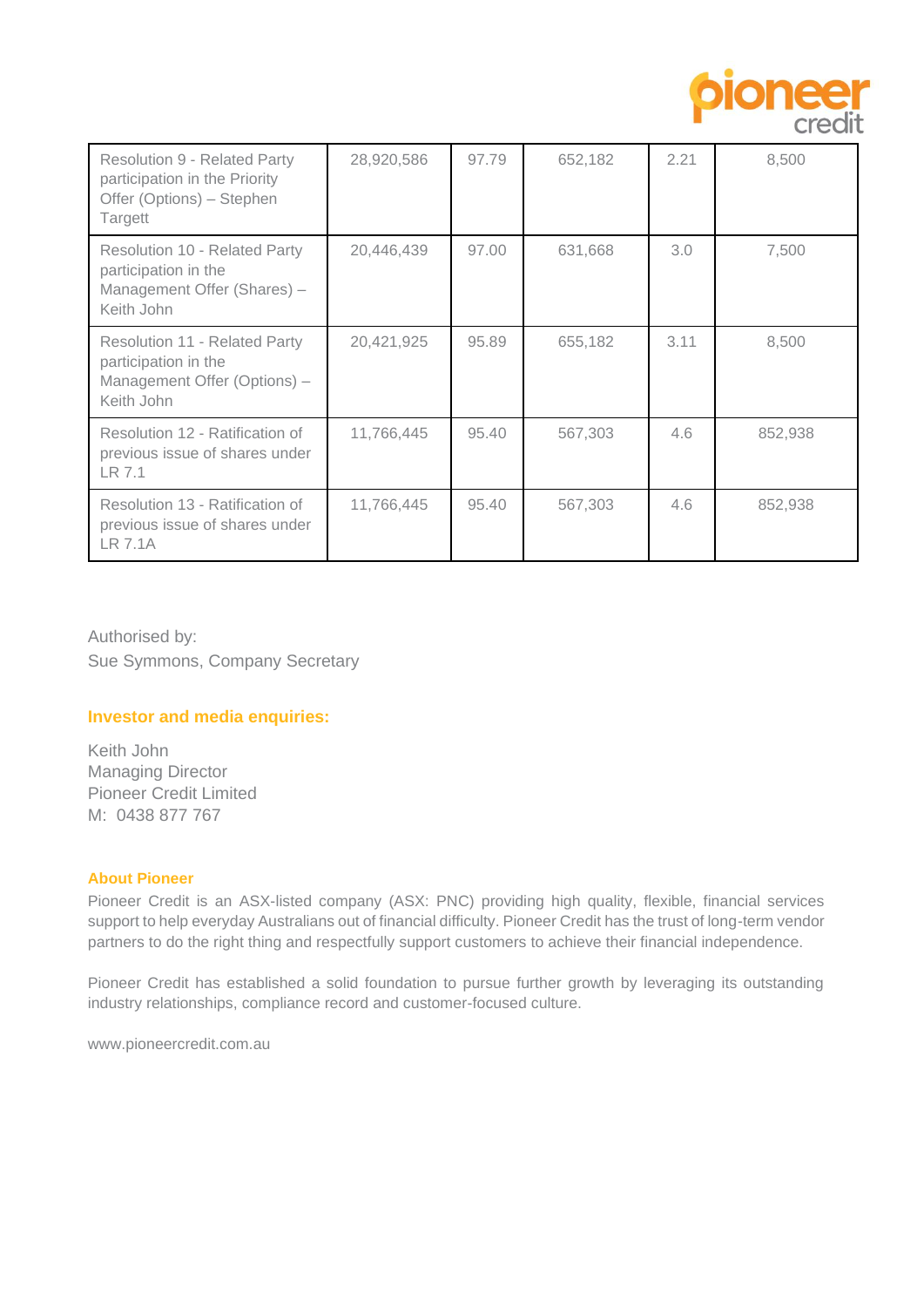| | | | | | |
|---|---|---|---|---|---|
| Resolution 9 - Related Party participation in the Priority Offer (Options) – Stephen Targett | 28,920,586 | 97.79 | 652,182 | 2.21 | 8,500 |
| Resolution 10 - Related Party participation in the Management Offer (Shares) – Keith John | 20,446,439 | 97.00 | 631,668 | 3.0 | 7,500 |
| Resolution 11 - Related Party participation in the Management Offer (Options) – Keith John | 20,421,925 | 95.89 | 655,182 | 3.11 | 8,500 |
| Resolution 12 - Ratification of previous issue of shares under LR 7.1 | 11,766,445 | 95.40 | 567,303 | 4.6 | 852,938 |
| Resolution 13 - Ratification of previous issue of shares under LR 7.1A | 11,766,445 | 95.40 | 567,303 | 4.6 | 852,938 |

Authorised by:
Sue Symmons, Company Secretary

**Investor and media enquiries:**

Keith John
Managing Director
Pioneer Credit Limited
M: 0438 877 767

**About Pioneer**

Pioneer Credit is an ASX-listed company (ASX: PNC) providing high quality, flexible, financial services support to help everyday Australians out of financial difficulty. Pioneer Credit has the trust of long-term vendor partners to do the right thing and respectfully support customers to achieve their financial independence.

Pioneer Credit has established a solid foundation to pursue further growth by leveraging its outstanding industry relationships, compliance record and customer-focused culture.

www.pioneercredit.com.au